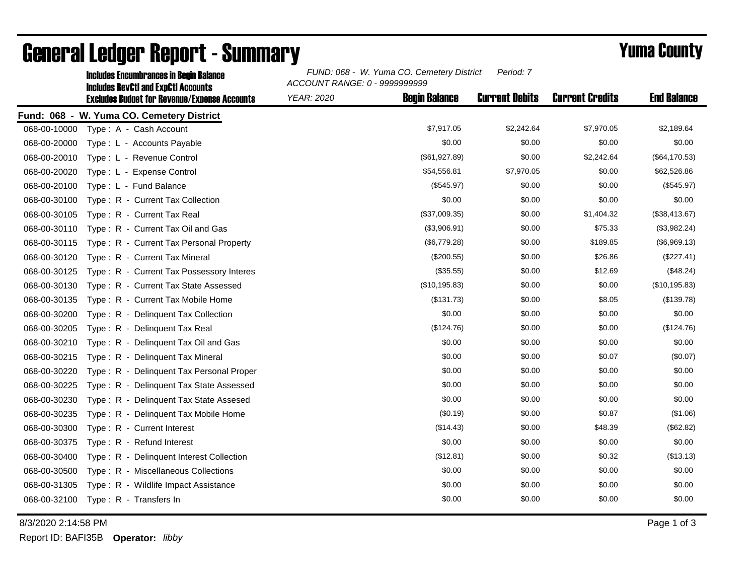# General Ledger Report - Summary

## Yuma County

**Includes Encumbrances in Begin Balance**
**Includes RevCtl and ExpCtl Accounts**
**Excludes Budget for Revenue/Expense Accounts**

*FUND: 068 - W. Yuma CO. Cemetery District* *Period: 7*
*ACCOUNT RANGE: 0 - 9999999999*
*YEAR: 2020*

**Fund: 068 - W. Yuma CO. Cemetery District**

| Account | Description | Begin Balance | Current Debits | Current Credits | End Balance |
|---|---|---|---|---|---|
| 068-00-10000 | Type : A - Cash Account | $7,917.05 | $2,242.64 | $7,970.05 | $2,189.64 |
| 068-00-20000 | Type : L - Accounts Payable | $0.00 | $0.00 | $0.00 | $0.00 |
| 068-00-20010 | Type : L - Revenue Control | ($61,927.89) | $0.00 | $2,242.64 | ($64,170.53) |
| 068-00-20020 | Type : L - Expense Control | $54,556.81 | $7,970.05 | $0.00 | $62,526.86 |
| 068-00-20100 | Type : L - Fund Balance | ($545.97) | $0.00 | $0.00 | ($545.97) |
| 068-00-30100 | Type : R - Current Tax Collection | $0.00 | $0.00 | $0.00 | $0.00 |
| 068-00-30105 | Type : R - Current Tax Real | ($37,009.35) | $0.00 | $1,404.32 | ($38,413.67) |
| 068-00-30110 | Type : R - Current Tax Oil and Gas | ($3,906.91) | $0.00 | $75.33 | ($3,982.24) |
| 068-00-30115 | Type : R - Current Tax Personal Property | ($6,779.28) | $0.00 | $189.85 | ($6,969.13) |
| 068-00-30120 | Type : R - Current Tax Mineral | ($200.55) | $0.00 | $26.86 | ($227.41) |
| 068-00-30125 | Type : R - Current Tax Possessory Interes | ($35.55) | $0.00 | $12.69 | ($48.24) |
| 068-00-30130 | Type : R - Current Tax State Assessed | ($10,195.83) | $0.00 | $0.00 | ($10,195.83) |
| 068-00-30135 | Type : R - Current Tax Mobile Home | ($131.73) | $0.00 | $8.05 | ($139.78) |
| 068-00-30200 | Type : R - Delinquent Tax Collection | $0.00 | $0.00 | $0.00 | $0.00 |
| 068-00-30205 | Type : R - Delinquent Tax Real | ($124.76) | $0.00 | $0.00 | ($124.76) |
| 068-00-30210 | Type : R - Delinquent Tax Oil and Gas | $0.00 | $0.00 | $0.00 | $0.00 |
| 068-00-30215 | Type : R - Delinquent Tax Mineral | $0.00 | $0.00 | $0.07 | ($0.07) |
| 068-00-30220 | Type : R - Delinquent Tax Personal Proper | $0.00 | $0.00 | $0.00 | $0.00 |
| 068-00-30225 | Type : R - Delinquent Tax State Assessed | $0.00 | $0.00 | $0.00 | $0.00 |
| 068-00-30230 | Type : R - Delinquent Tax State Assesed | $0.00 | $0.00 | $0.00 | $0.00 |
| 068-00-30235 | Type : R - Delinquent Tax Mobile Home | ($0.19) | $0.00 | $0.87 | ($1.06) |
| 068-00-30300 | Type : R - Current Interest | ($14.43) | $0.00 | $48.39 | ($62.82) |
| 068-00-30375 | Type : R - Refund Interest | $0.00 | $0.00 | $0.00 | $0.00 |
| 068-00-30400 | Type : R - Delinquent Interest Collection | ($12.81) | $0.00 | $0.32 | ($13.13) |
| 068-00-30500 | Type : R - Miscellaneous Collections | $0.00 | $0.00 | $0.00 | $0.00 |
| 068-00-31305 | Type : R - Wildlife Impact Assistance | $0.00 | $0.00 | $0.00 | $0.00 |
| 068-00-32100 | Type : R - Transfers In | $0.00 | $0.00 | $0.00 | $0.00 |

8/3/2020 2:14:58 PM

Report ID: BAFI35B **Operator:** *libby*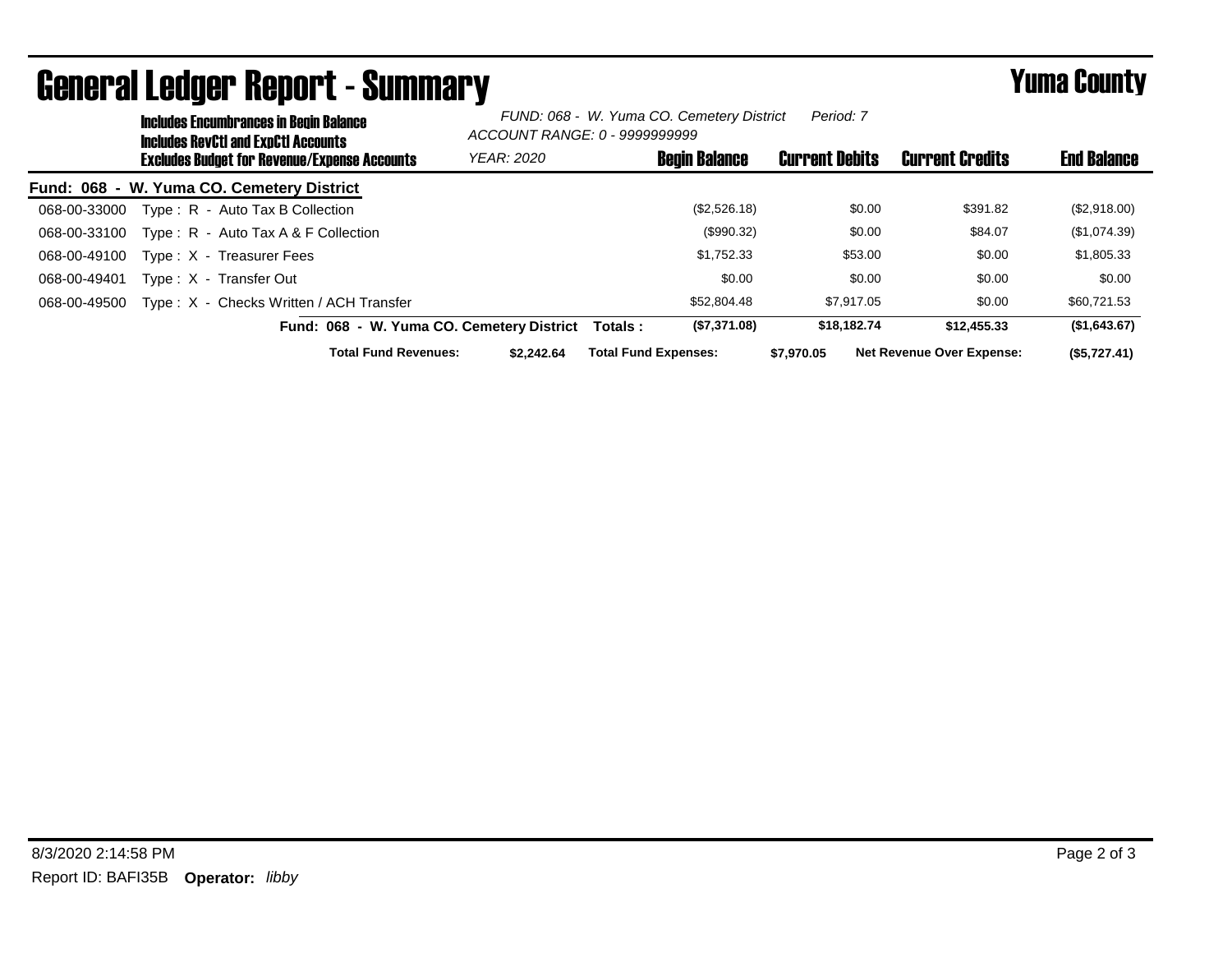# General Ledger Report - Summary

## Yuma County

**Includes Encumbrances in Begin Balance**
**Includes RevCtl and ExpCtl Accounts**
**Excludes Budget for Revenue/Expense Accounts**

*FUND: 068 - W. Yuma CO. Cemetery District* *Period: 7*
*ACCOUNT RANGE: 0 - 9999999999*
*YEAR: 2020*

| | | Begin Balance | Current Debits | Current Credits | End Balance |
|---|---|---|---|---|---|
| **Fund: 068 - W. Yuma CO. Cemetery District** | | | | | |
| 068-00-33000 | Type : R - Auto Tax B Collection | ($2,526.18) | $0.00 | $391.82 | ($2,918.00) |
| 068-00-33100 | Type : R - Auto Tax A & F Collection | ($990.32) | $0.00 | $84.07 | ($1,074.39) |
| 068-00-49100 | Type : X - Treasurer Fees | $1,752.33 | $53.00 | $0.00 | $1,805.33 |
| 068-00-49401 | Type : X - Transfer Out | $0.00 | $0.00 | $0.00 | $0.00 |
| 068-00-49500 | Type : X - Checks Written / ACH Transfer | $52,804.48 | $7,917.05 | $0.00 | $60,721.53 |
| | **Fund: 068 - W. Yuma CO. Cemetery District Totals :** | **($7,371.08)** | **$18,182.74** | **$12,455.33** | **($1,643.67)** |

**Total Fund Revenues:** **$2,242.64** **Total Fund Expenses:** **$7,970.05** **Net Revenue Over Expense:** **($5,727.41)**

8/3/2020 2:14:58 PM
Report ID: BAFI35B **Operator:** *libby*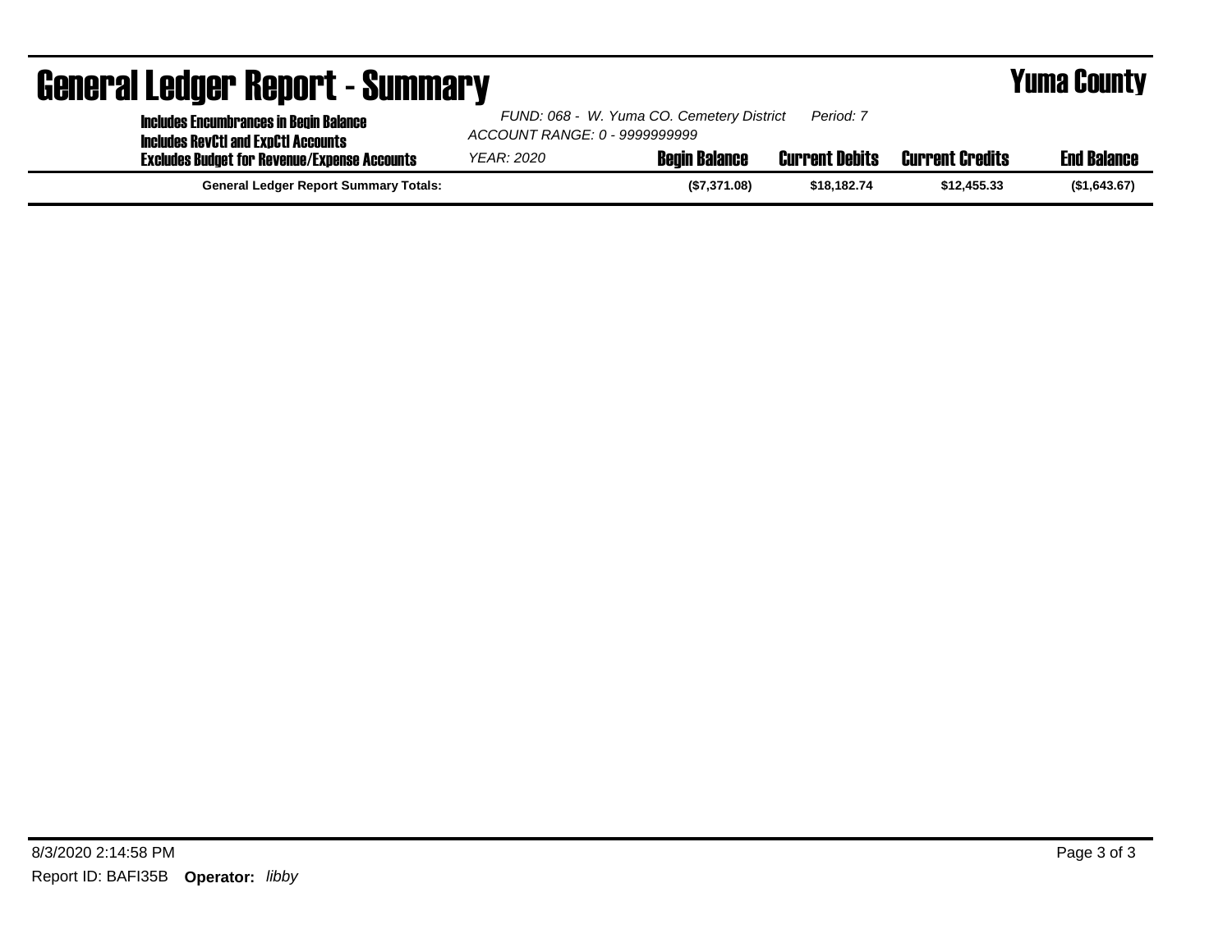# General Ledger Report - Summary

## Yuma County

**Includes Encumbrances in Begin Balance**
**Includes RevCtl and ExpCtl Accounts**
**Excludes Budget for Revenue/Expense Accounts**

*FUND: 068 - W. Yuma CO. Cemetery District* *Period: 7*
*ACCOUNT RANGE: 0 - 9999999999*
*YEAR: 2020*

| | Begin Balance | Current Debits | Current Credits | End Balance |
|---|---|---|---|---|
| **General Ledger Report Summary Totals:** | **($7,371.08)** | **$18,182.74** | **$12,455.33** | **($1,643.67)** |

8/3/2020 2:14:58 PM

Report ID: BAFI35B **Operator:** *libby*